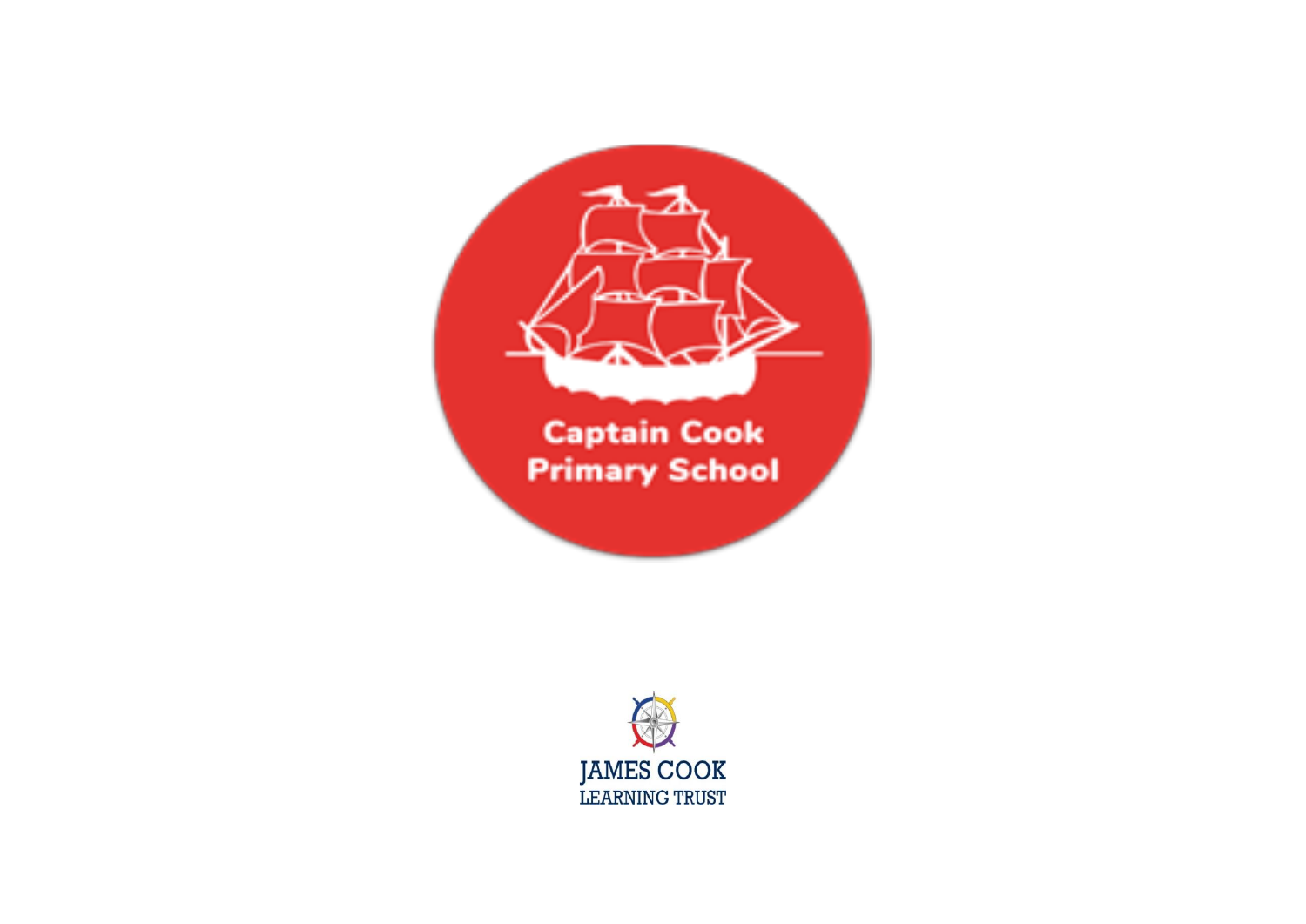Captain Cook Primary School

JAMES COOK LEARNING TRUST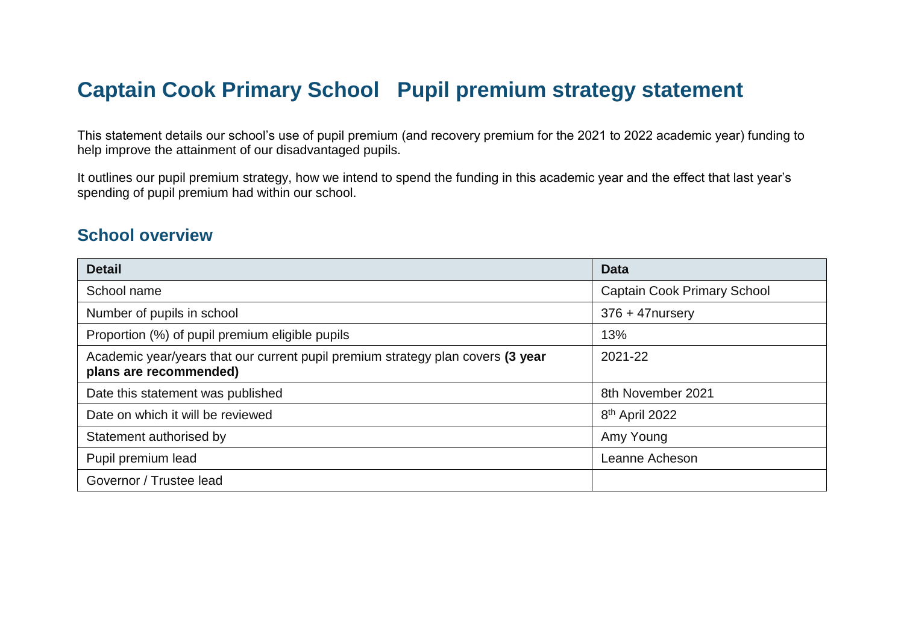# Captain Cook Primary School   Pupil premium strategy statement

This statement details our school's use of pupil premium (and recovery premium for the 2021 to 2022 academic year) funding to help improve the attainment of our disadvantaged pupils.

It outlines our pupil premium strategy, how we intend to spend the funding in this academic year and the effect that last year's spending of pupil premium had within our school.

## School overview

| Detail | Data |
| --- | --- |
| School name | Captain Cook Primary School |
| Number of pupils in school | 376 + 47nursery |
| Proportion (%) of pupil premium eligible pupils | 13% |
| Academic year/years that our current pupil premium strategy plan covers **(3 year plans are recommended)** | 2021-22 |
| Date this statement was published | 8th November 2021 |
| Date on which it will be reviewed | 8th April 2022 |
| Statement authorised by | Amy Young |
| Pupil premium lead | Leanne Acheson |
| Governor / Trustee lead | |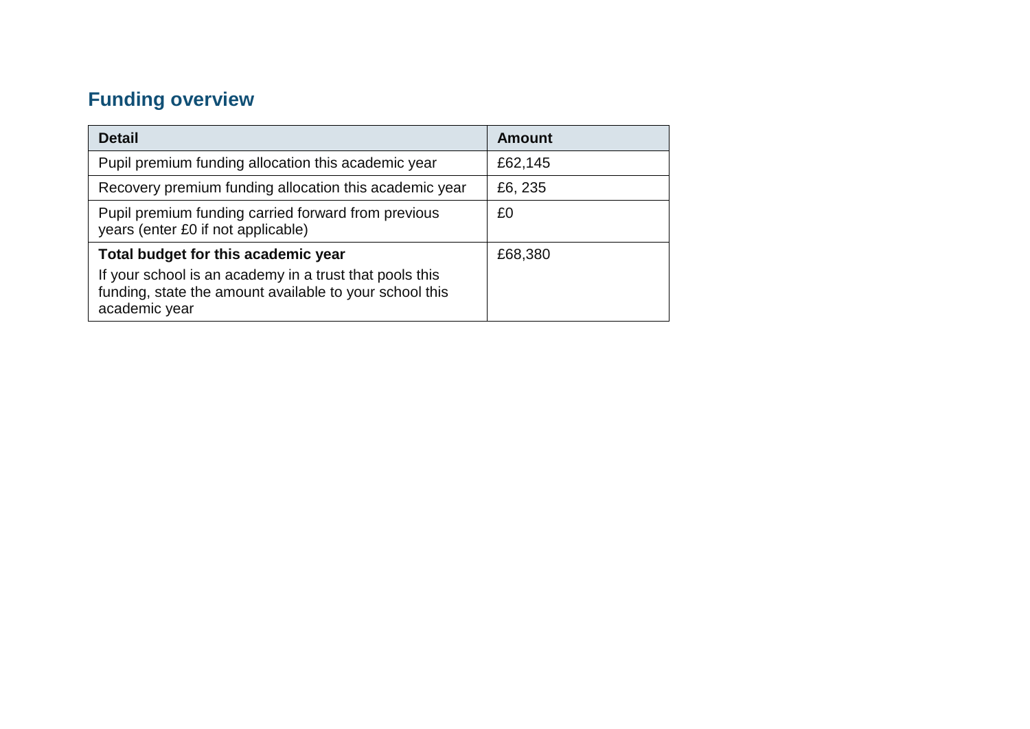## Funding overview

| Detail | Amount |
| --- | --- |
| Pupil premium funding allocation this academic year | £62,145 |
| Recovery premium funding allocation this academic year | £6, 235 |
| Pupil premium funding carried forward from previous years (enter £0 if not applicable) | £0 |
| **Total budget for this academic year**<br>If your school is an academy in a trust that pools this funding, state the amount available to your school this academic year | £68,380 |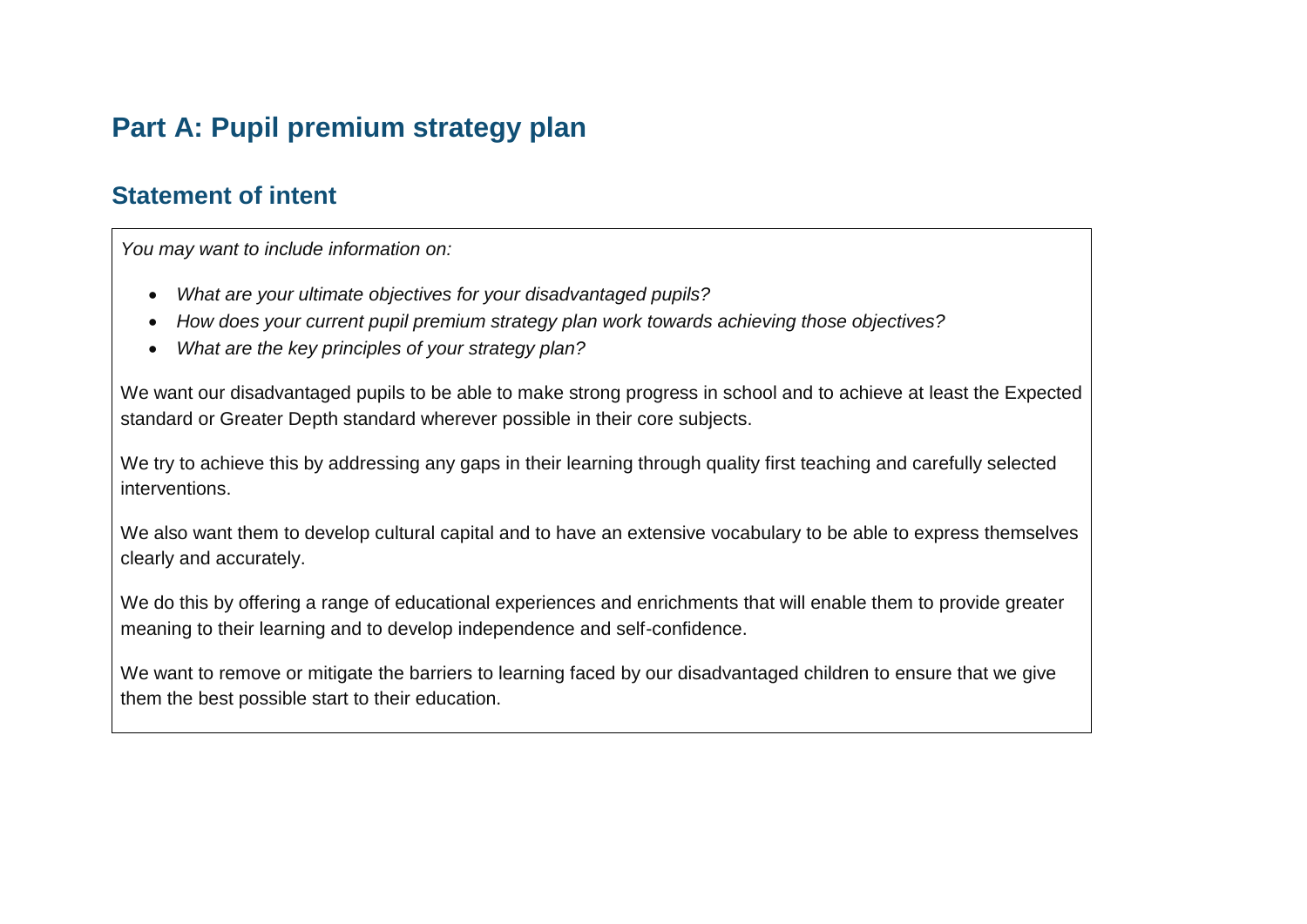# Part A: Pupil premium strategy plan

## Statement of intent

*You may want to include information on:*

- *What are your ultimate objectives for your disadvantaged pupils?*
- *How does your current pupil premium strategy plan work towards achieving those objectives?*
- *What are the key principles of your strategy plan?*

We want our disadvantaged pupils to be able to make strong progress in school and to achieve at least the Expected standard or Greater Depth standard wherever possible in their core subjects.

We try to achieve this by addressing any gaps in their learning through quality first teaching and carefully selected interventions.

We also want them to develop cultural capital and to have an extensive vocabulary to be able to express themselves clearly and accurately.

We do this by offering a range of educational experiences and enrichments that will enable them to provide greater meaning to their learning and to develop independence and self-confidence.

We want to remove or mitigate the barriers to learning faced by our disadvantaged children to ensure that we give them the best possible start to their education.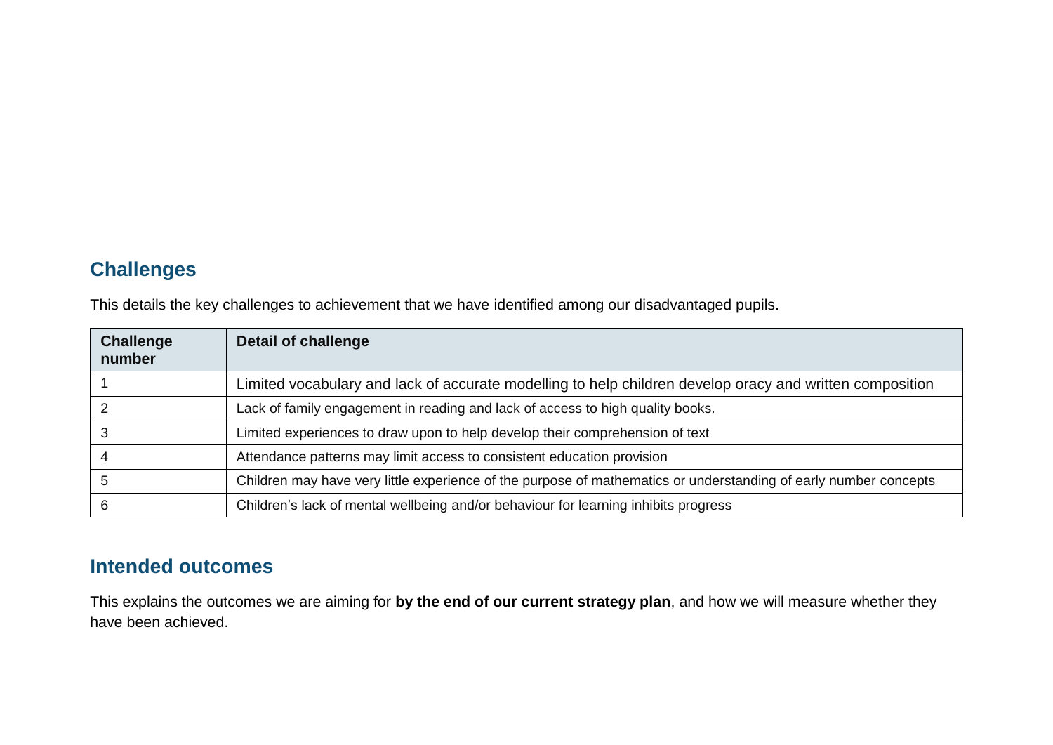## Challenges

This details the key challenges to achievement that we have identified among our disadvantaged pupils.

| Challenge number | Detail of challenge |
|---|---|
| 1 | Limited vocabulary and lack of accurate modelling to help children develop oracy and written composition |
| 2 | Lack of family engagement in reading and lack of access to high quality books. |
| 3 | Limited experiences to draw upon to help develop their comprehension of text |
| 4 | Attendance patterns may limit access to consistent education provision |
| 5 | Children may have very little experience of the purpose of mathematics or understanding of early number concepts |
| 6 | Children's lack of mental wellbeing and/or behaviour for learning inhibits progress |

## Intended outcomes

This explains the outcomes we are aiming for **by the end of our current strategy plan**, and how we will measure whether they have been achieved.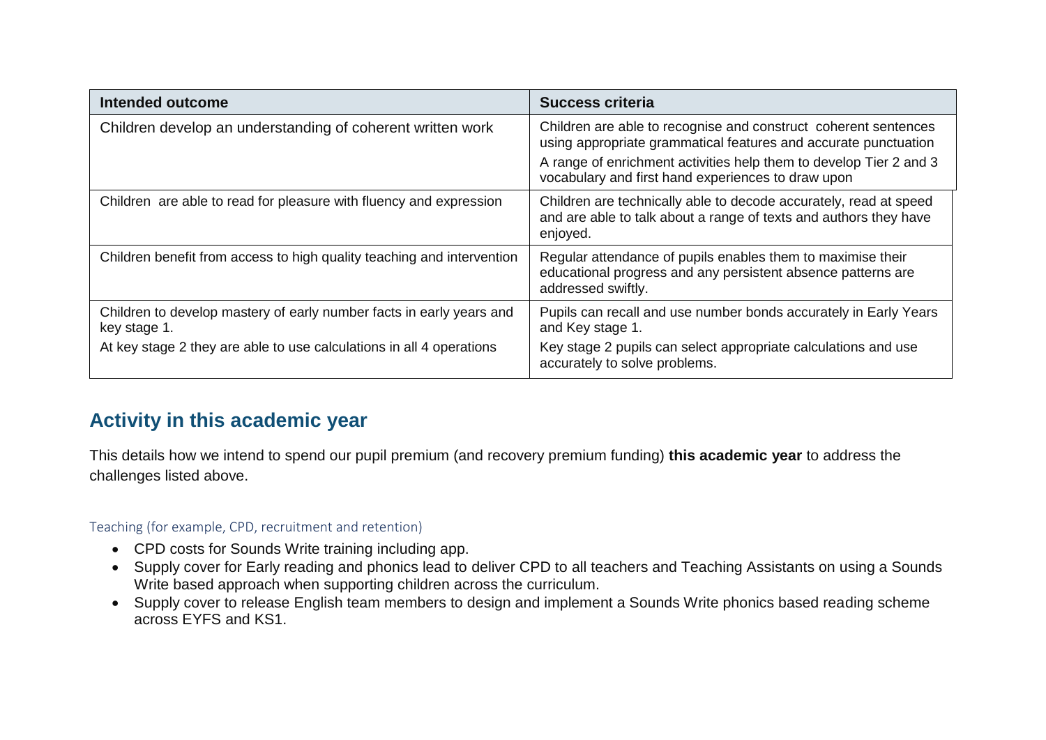| Intended outcome | Success criteria |
| --- | --- |
| Children develop an understanding of coherent written work | Children are able to recognise and construct coherent sentences using appropriate grammatical features and accurate punctuation<br>A range of enrichment activities help them to develop Tier 2 and 3 vocabulary and first hand experiences to draw upon |
| Children are able to read for pleasure with fluency and expression | Children are technically able to decode accurately, read at speed and are able to talk about a range of texts and authors they have enjoyed. |
| Children benefit from access to high quality teaching and intervention | Regular attendance of pupils enables them to maximise their educational progress and any persistent absence patterns are addressed swiftly. |
| Children to develop mastery of early number facts in early years and key stage 1.<br>At key stage 2 they are able to use calculations in all 4 operations | Pupils can recall and use number bonds accurately in Early Years and Key stage 1.<br>Key stage 2 pupils can select appropriate calculations and use accurately to solve problems. |

## Activity in this academic year

This details how we intend to spend our pupil premium (and recovery premium funding) **this academic year** to address the challenges listed above.

### Teaching (for example, CPD, recruitment and retention)

- CPD costs for Sounds Write training including app.
- Supply cover for Early reading and phonics lead to deliver CPD to all teachers and Teaching Assistants on using a Sounds Write based approach when supporting children across the curriculum.
- Supply cover to release English team members to design and implement a Sounds Write phonics based reading scheme across EYFS and KS1.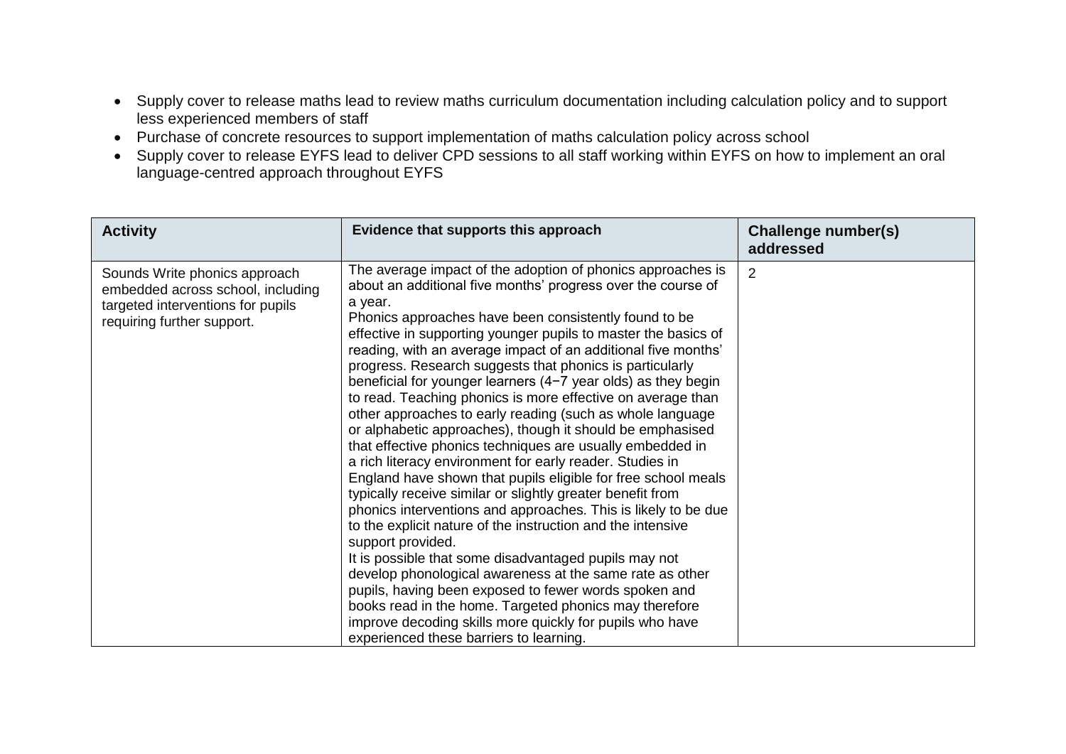- Supply cover to release maths lead to review maths curriculum documentation including calculation policy and to support less experienced members of staff
- Purchase of concrete resources to support implementation of maths calculation policy across school
- Supply cover to release EYFS lead to deliver CPD sessions to all staff working within EYFS on how to implement an oral language-centred approach throughout EYFS

| Activity | Evidence that supports this approach | Challenge number(s) addressed |
| --- | --- | --- |
| Sounds Write phonics approach embedded across school, including targeted interventions for pupils requiring further support. | The average impact of the adoption of phonics approaches is about an additional five months' progress over the course of a year.<br>Phonics approaches have been consistently found to be effective in supporting younger pupils to master the basics of reading, with an average impact of an additional five months' progress. Research suggests that phonics is particularly beneficial for younger learners (4−7 year olds) as they begin to read. Teaching phonics is more effective on average than other approaches to early reading (such as whole language or alphabetic approaches), though it should be emphasised that effective phonics techniques are usually embedded in a rich literacy environment for early reader. Studies in England have shown that pupils eligible for free school meals typically receive similar or slightly greater benefit from phonics interventions and approaches. This is likely to be due to the explicit nature of the instruction and the intensive support provided.<br>It is possible that some disadvantaged pupils may not develop phonological awareness at the same rate as other pupils, having been exposed to fewer words spoken and books read in the home. Targeted phonics may therefore improve decoding skills more quickly for pupils who have experienced these barriers to learning. | 2 |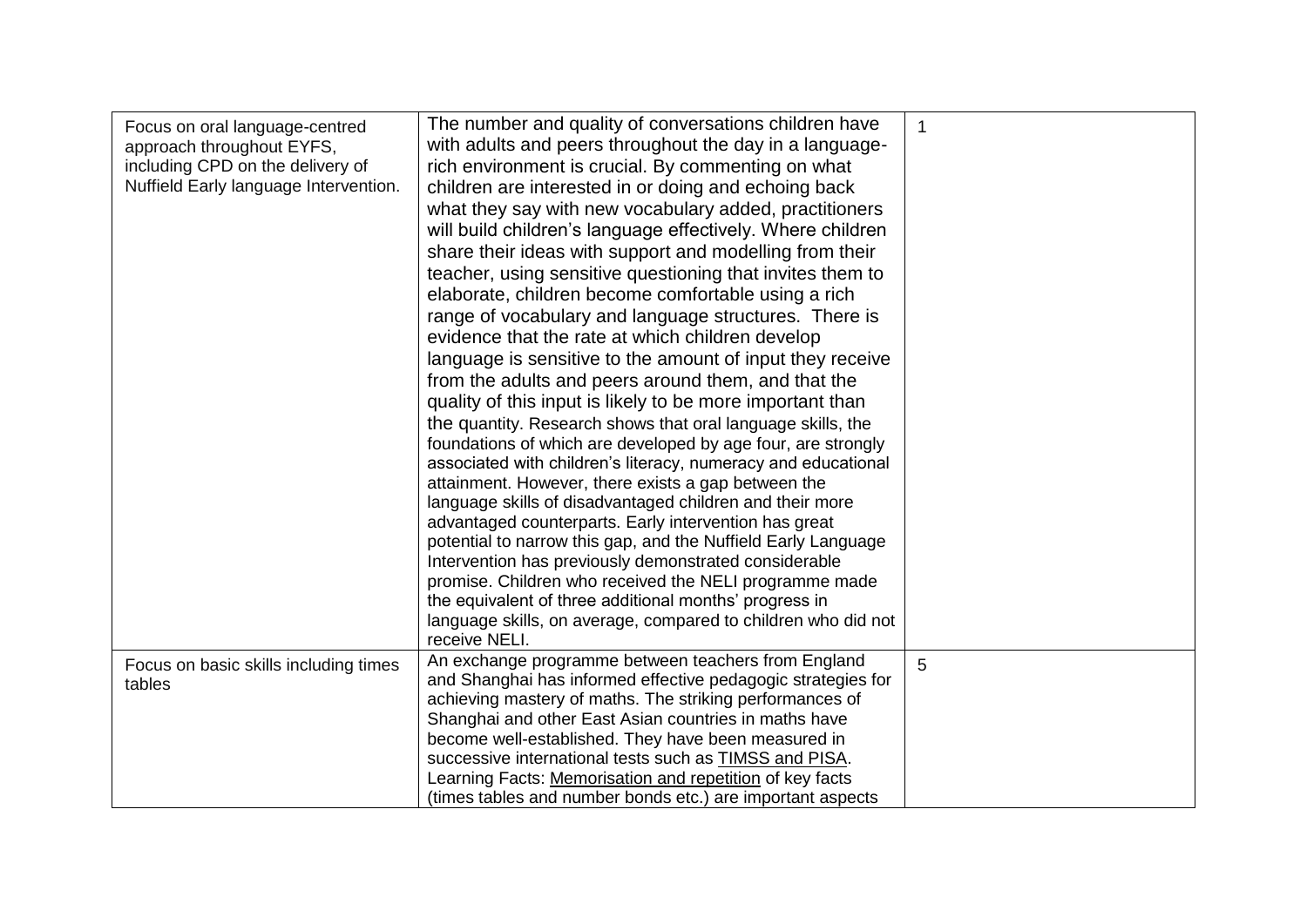| | | |
|---|---|---|
| Focus on oral language-centred approach throughout EYFS, including CPD on the delivery of Nuffield Early language Intervention. | The number and quality of conversations children have with adults and peers throughout the day in a language-rich environment is crucial. By commenting on what children are interested in or doing and echoing back what they say with new vocabulary added, practitioners will build children's language effectively. Where children share their ideas with support and modelling from their teacher, using sensitive questioning that invites them to elaborate, children become comfortable using a rich range of vocabulary and language structures. There is evidence that the rate at which children develop language is sensitive to the amount of input they receive from the adults and peers around them, and that the quality of this input is likely to be more important than the quantity. Research shows that oral language skills, the foundations of which are developed by age four, are strongly associated with children's literacy, numeracy and educational attainment. However, there exists a gap between the language skills of disadvantaged children and their more advantaged counterparts. Early intervention has great potential to narrow this gap, and the Nuffield Early Language Intervention has previously demonstrated considerable promise. Children who received the NELI programme made the equivalent of three additional months' progress in language skills, on average, compared to children who did not receive NELI. | 1 |
| Focus on basic skills including times tables | An exchange programme between teachers from England and Shanghai has informed effective pedagogic strategies for achieving mastery of maths. The striking performances of Shanghai and other East Asian countries in maths have become well-established. They have been measured in successive international tests such as TIMSS and PISA. Learning Facts: Memorisation and repetition of key facts (times tables and number bonds etc.) are important aspects | 5 |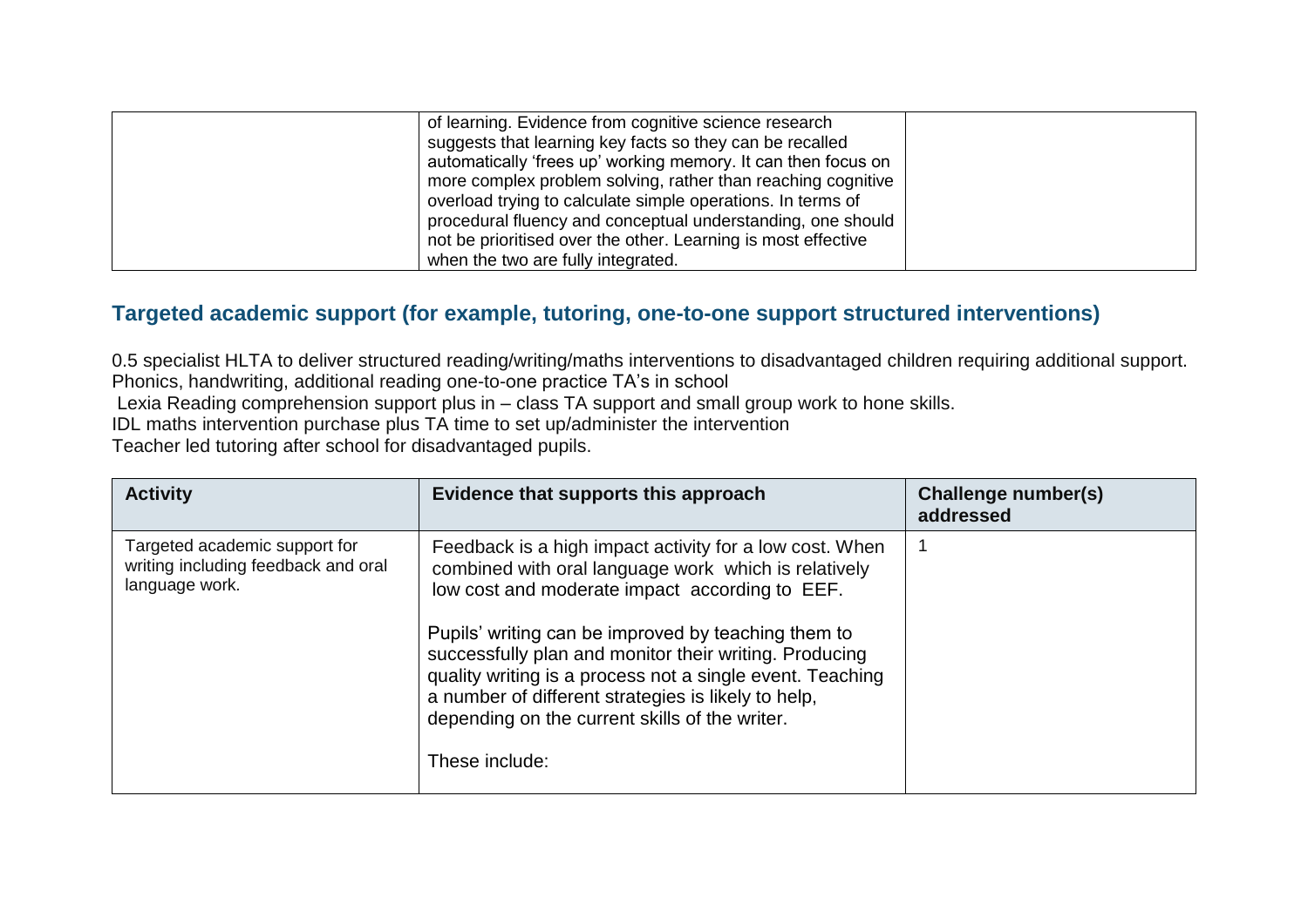|  | of learning. Evidence from cognitive science research suggests that learning key facts so they can be recalled automatically 'frees up' working memory. It can then focus on more complex problem solving, rather than reaching cognitive overload trying to calculate simple operations. In terms of procedural fluency and conceptual understanding, one should not be prioritised over the other. Learning is most effective when the two are fully integrated. |  |
|---|---|---|

## Targeted academic support (for example, tutoring, one-to-one support structured interventions)

0.5 specialist HLTA to deliver structured reading/writing/maths interventions to disadvantaged children requiring additional support.
Phonics, handwriting, additional reading one-to-one practice TA's in school
Lexia Reading comprehension support plus in – class TA support and small group work to hone skills.
IDL maths intervention purchase plus TA time to set up/administer the intervention
Teacher led tutoring after school for disadvantaged pupils.

| Activity | Evidence that supports this approach | Challenge number(s) addressed |
|---|---|---|
| Targeted academic support for writing including feedback and oral language work. | Feedback is a high impact activity for a low cost. When combined with oral language work which is relatively low cost and moderate impact according to EEF.<br><br>Pupils' writing can be improved by teaching them to successfully plan and monitor their writing. Producing quality writing is a process not a single event. Teaching a number of different strategies is likely to help, depending on the current skills of the writer.<br><br>These include: | 1 |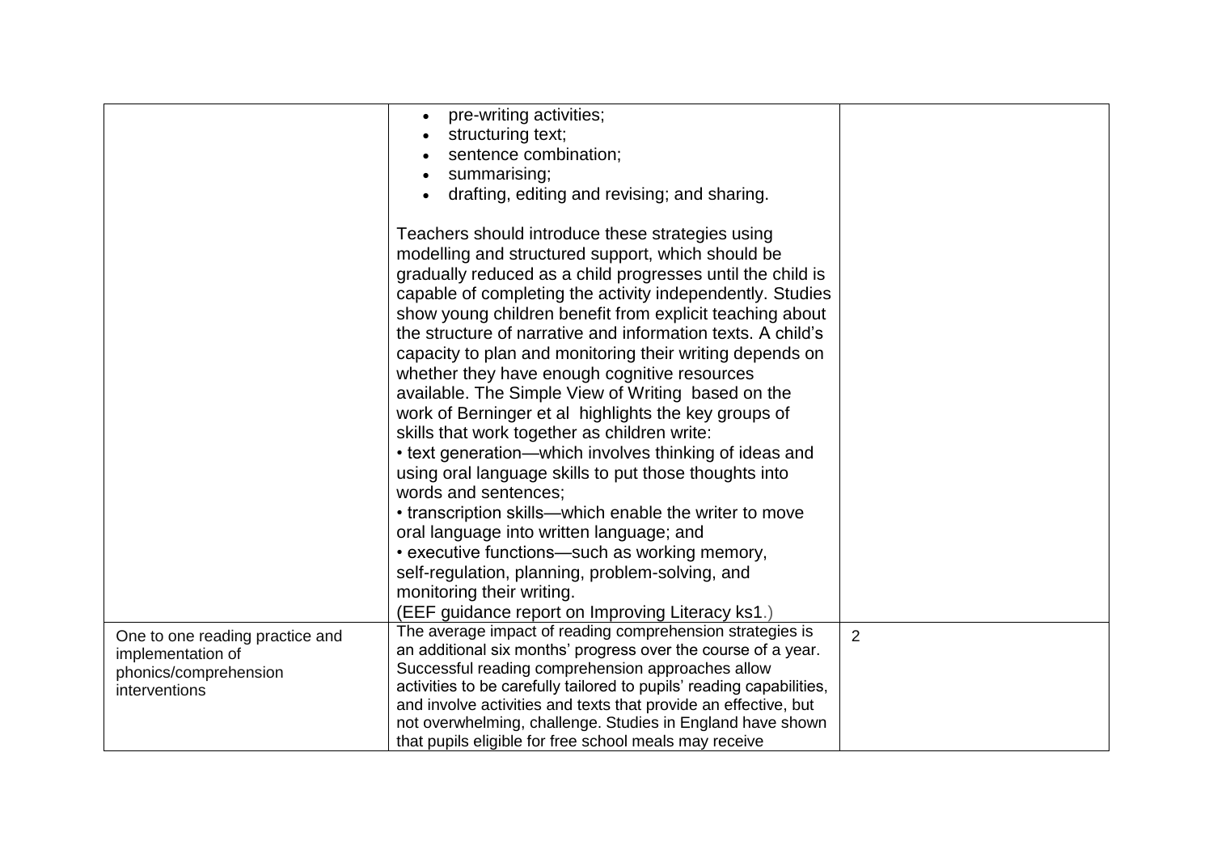| | | |
|---|---|---|
| | • pre-writing activities;<br>• structuring text;<br>• sentence combination;<br>• summarising;<br>• drafting, editing and revising; and sharing.<br><br>Teachers should introduce these strategies using modelling and structured support, which should be gradually reduced as a child progresses until the child is capable of completing the activity independently. Studies show young children benefit from explicit teaching about the structure of narrative and information texts. A child's capacity to plan and monitoring their writing depends on whether they have enough cognitive resources available. The Simple View of Writing based on the work of Berninger et al highlights the key groups of skills that work together as children write:<br>• text generation—which involves thinking of ideas and using oral language skills to put those thoughts into words and sentences;<br>• transcription skills—which enable the writer to move oral language into written language; and<br>• executive functions—such as working memory, self-regulation, planning, problem-solving, and monitoring their writing.<br>(EEF guidance report on Improving Literacy ks1.) | |
| One to one reading practice and implementation of phonics/comprehension interventions | The average impact of reading comprehension strategies is an additional six months' progress over the course of a year. Successful reading comprehension approaches allow activities to be carefully tailored to pupils' reading capabilities, and involve activities and texts that provide an effective, but not overwhelming, challenge. Studies in England have shown that pupils eligible for free school meals may receive | 2 |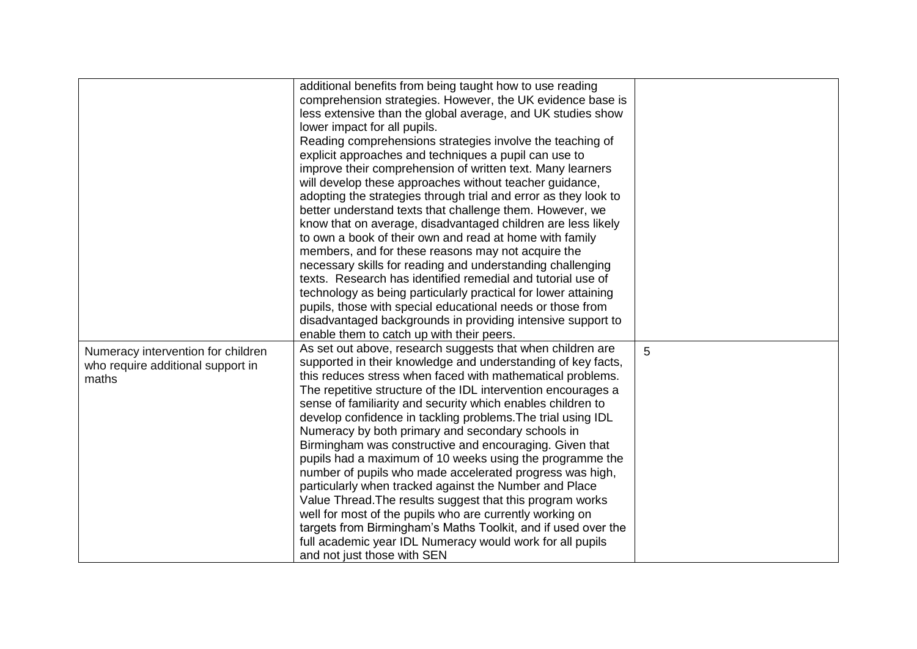| | | |
|---|---|---|
| | additional benefits from being taught how to use reading comprehension strategies. However, the UK evidence base is less extensive than the global average, and UK studies show lower impact for all pupils.<br>Reading comprehensions strategies involve the teaching of explicit approaches and techniques a pupil can use to improve their comprehension of written text. Many learners will develop these approaches without teacher guidance, adopting the strategies through trial and error as they look to better understand texts that challenge them. However, we know that on average, disadvantaged children are less likely to own a book of their own and read at home with family members, and for these reasons may not acquire the necessary skills for reading and understanding challenging texts. Research has identified remedial and tutorial use of technology as being particularly practical for lower attaining pupils, those with special educational needs or those from disadvantaged backgrounds in providing intensive support to enable them to catch up with their peers. | |
| Numeracy intervention for children who require additional support in maths | As set out above, research suggests that when children are supported in their knowledge and understanding of key facts, this reduces stress when faced with mathematical problems. The repetitive structure of the IDL intervention encourages a sense of familiarity and security which enables children to develop confidence in tackling problems.The trial using IDL Numeracy by both primary and secondary schools in Birmingham was constructive and encouraging. Given that pupils had a maximum of 10 weeks using the programme the number of pupils who made accelerated progress was high, particularly when tracked against the Number and Place Value Thread.The results suggest that this program works well for most of the pupils who are currently working on targets from Birmingham's Maths Toolkit, and if used over the full academic year IDL Numeracy would work for all pupils and not just those with SEN | 5 |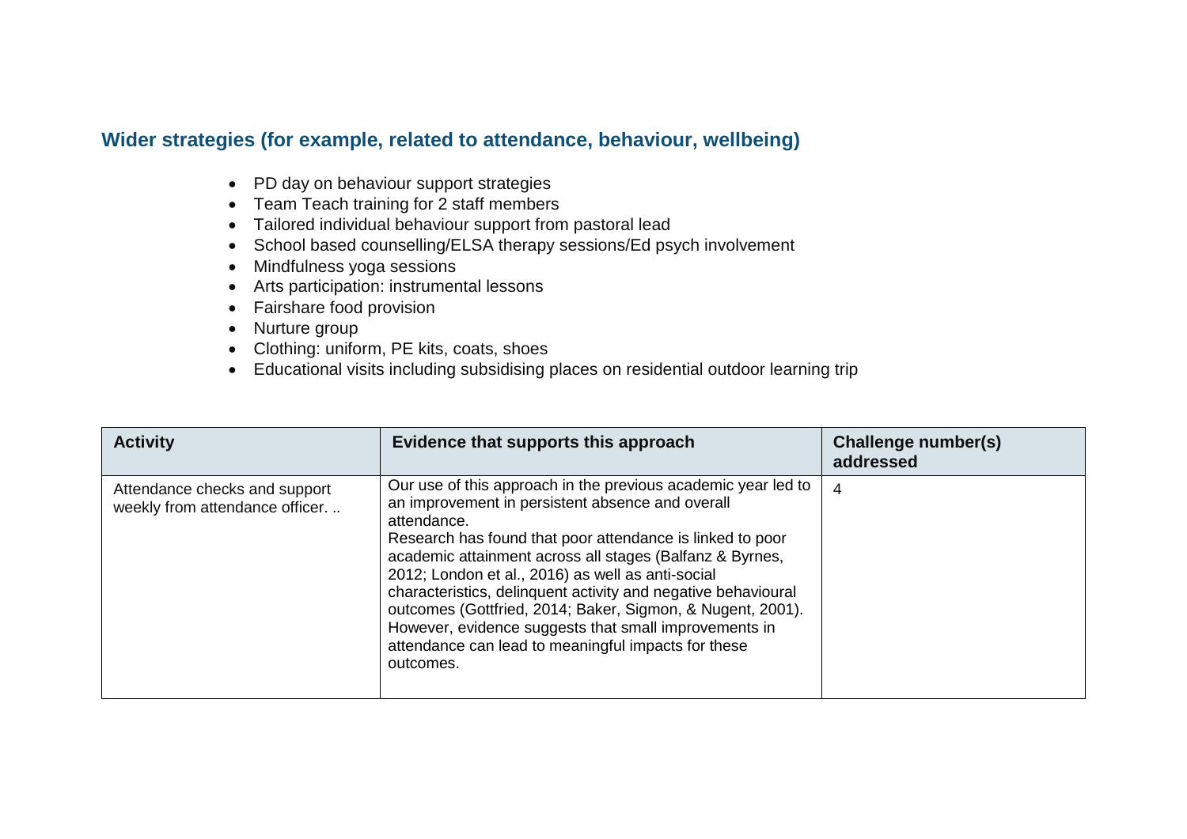## Wider strategies (for example, related to attendance, behaviour, wellbeing)

- PD day on behaviour support strategies
- Team Teach training for 2 staff members
- Tailored individual behaviour support from pastoral lead
- School based counselling/ELSA therapy sessions/Ed psych involvement
- Mindfulness yoga sessions
- Arts participation: instrumental lessons
- Fairshare food provision
- Nurture group
- Clothing: uniform, PE kits, coats, shoes
- Educational visits including subsidising places on residential outdoor learning trip

| Activity | Evidence that supports this approach | Challenge number(s) addressed |
|---|---|---|
| Attendance checks and support weekly from attendance officer. .. | Our use of this approach in the previous academic year led to an improvement in persistent absence and overall attendance.<br>Research has found that poor attendance is linked to poor academic attainment across all stages (Balfanz & Byrnes, 2012; London et al., 2016) as well as anti-social characteristics, delinquent activity and negative behavioural outcomes (Gottfried, 2014; Baker, Sigmon, & Nugent, 2001). However, evidence suggests that small improvements in attendance can lead to meaningful impacts for these outcomes. | 4 |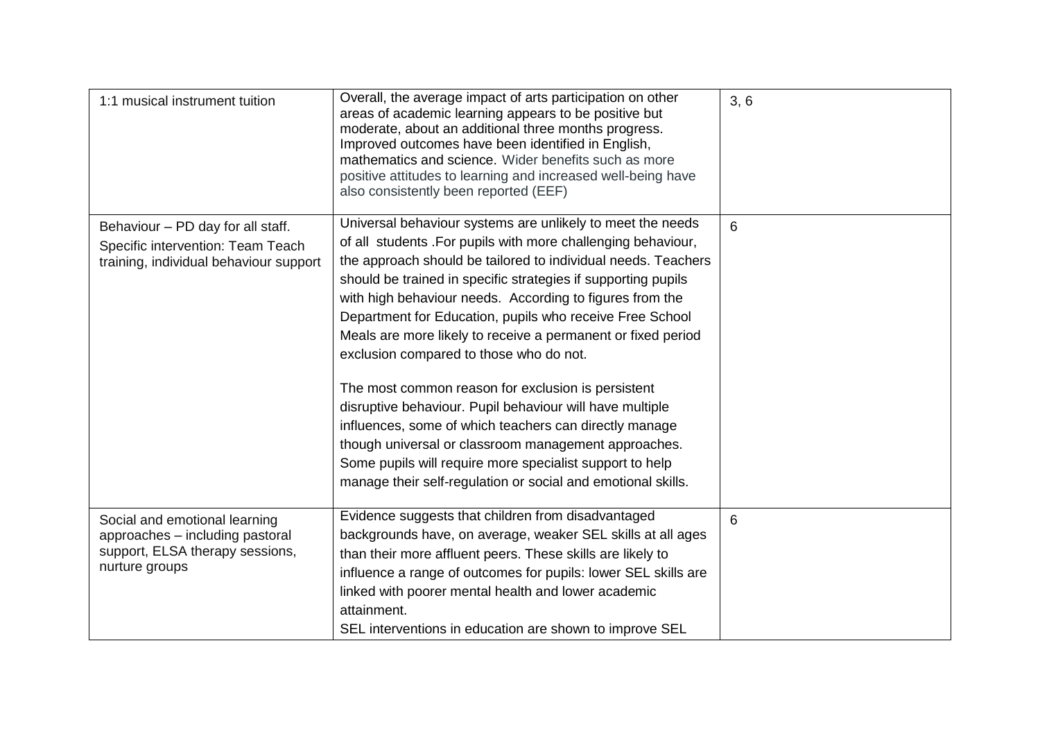| | | |
|---|---|---|
| 1:1 musical instrument tuition | Overall, the average impact of arts participation on other areas of academic learning appears to be positive but moderate, about an additional three months progress. Improved outcomes have been identified in English, mathematics and science. Wider benefits such as more positive attitudes to learning and increased well-being have also consistently been reported (EEF) | 3, 6 |
| Behaviour – PD day for all staff.<br>Specific intervention: Team Teach training, individual behaviour support | Universal behaviour systems are unlikely to meet the needs of all students .For pupils with more challenging behaviour, the approach should be tailored to individual needs. Teachers should be trained in specific strategies if supporting pupils with high behaviour needs. According to figures from the Department for Education, pupils who receive Free School Meals are more likely to receive a permanent or fixed period exclusion compared to those who do not.<br><br>The most common reason for exclusion is persistent disruptive behaviour. Pupil behaviour will have multiple influences, some of which teachers can directly manage though universal or classroom management approaches. Some pupils will require more specialist support to help manage their self-regulation or social and emotional skills. | 6 |
| Social and emotional learning approaches – including pastoral support, ELSA therapy sessions, nurture groups | Evidence suggests that children from disadvantaged backgrounds have, on average, weaker SEL skills at all ages than their more affluent peers. These skills are likely to influence a range of outcomes for pupils: lower SEL skills are linked with poorer mental health and lower academic attainment.<br>SEL interventions in education are shown to improve SEL | 6 |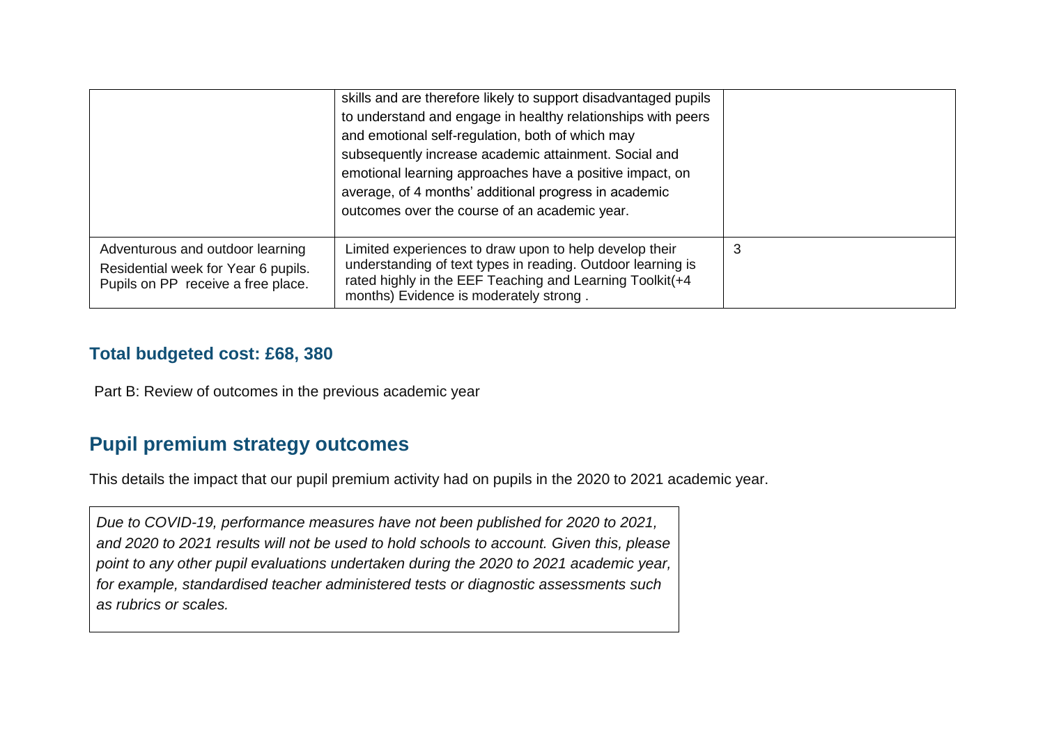| | | |
|---|---|---|
| | skills and are therefore likely to support disadvantaged pupils to understand and engage in healthy relationships with peers and emotional self-regulation, both of which may subsequently increase academic attainment. Social and emotional learning approaches have a positive impact, on average, of 4 months' additional progress in academic outcomes over the course of an academic year. | |
| Adventurous and outdoor learning<br>Residential week for Year 6 pupils. Pupils on PP receive a free place. | Limited experiences to draw upon to help develop their understanding of text types in reading. Outdoor learning is rated highly in the EEF Teaching and Learning Toolkit(+4 months) Evidence is moderately strong . | 3 |

**Total budgeted cost: £68, 380**

Part B: Review of outcomes in the previous academic year

## Pupil premium strategy outcomes

This details the impact that our pupil premium activity had on pupils in the 2020 to 2021 academic year.

*Due to COVID-19, performance measures have not been published for 2020 to 2021, and 2020 to 2021 results will not be used to hold schools to account. Given this, please point to any other pupil evaluations undertaken during the 2020 to 2021 academic year, for example, standardised teacher administered tests or diagnostic assessments such as rubrics or scales.*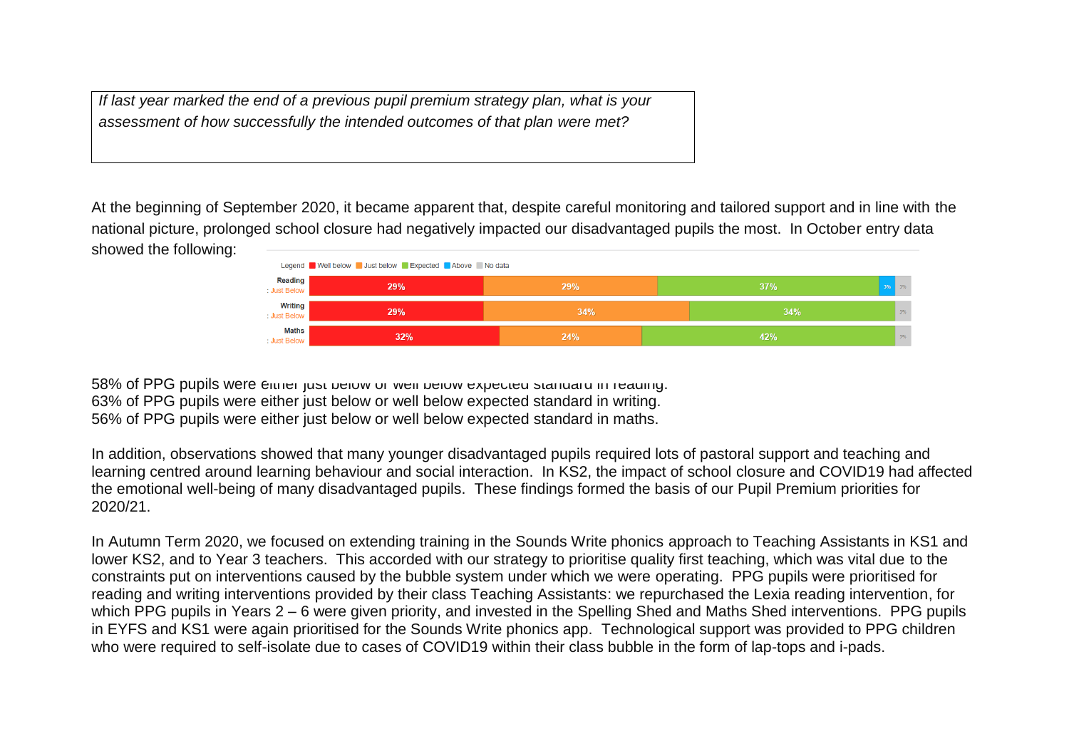*If last year marked the end of a previous pupil premium strategy plan, what is your assessment of how successfully the intended outcomes of that plan were met?*

At the beginning of September 2020, it became apparent that, despite careful monitoring and tailored support and in line with the national picture, prolonged school closure had negatively impacted our disadvantaged pupils the most. In October entry data showed the following:

Legend: Well below | Just below | Expected | Above | No data

| | Well below | Just below | Expected | Above | No data |
|---|---|---|---|---|---|
| Reading : Just Below | 29% | 29% | 37% | 3% | 3% |
| Writing : Just Below | 29% | 34% | 34% | | 3% |
| Maths : Just Below | 32% | 24% | 42% | | 3% |

58% of PPG pupils were either just below or well below expected standard in reading.
63% of PPG pupils were either just below or well below expected standard in writing.
56% of PPG pupils were either just below or well below expected standard in maths.

In addition, observations showed that many younger disadvantaged pupils required lots of pastoral support and teaching and learning centred around learning behaviour and social interaction. In KS2, the impact of school closure and COVID19 had affected the emotional well-being of many disadvantaged pupils. These findings formed the basis of our Pupil Premium priorities for 2020/21.

In Autumn Term 2020, we focused on extending training in the Sounds Write phonics approach to Teaching Assistants in KS1 and lower KS2, and to Year 3 teachers. This accorded with our strategy to prioritise quality first teaching, which was vital due to the constraints put on interventions caused by the bubble system under which we were operating. PPG pupils were prioritised for reading and writing interventions provided by their class Teaching Assistants: we repurchased the Lexia reading intervention, for which PPG pupils in Years 2 – 6 were given priority, and invested in the Spelling Shed and Maths Shed interventions. PPG pupils in EYFS and KS1 were again prioritised for the Sounds Write phonics app. Technological support was provided to PPG children who were required to self-isolate due to cases of COVID19 within their class bubble in the form of lap-tops and i-pads.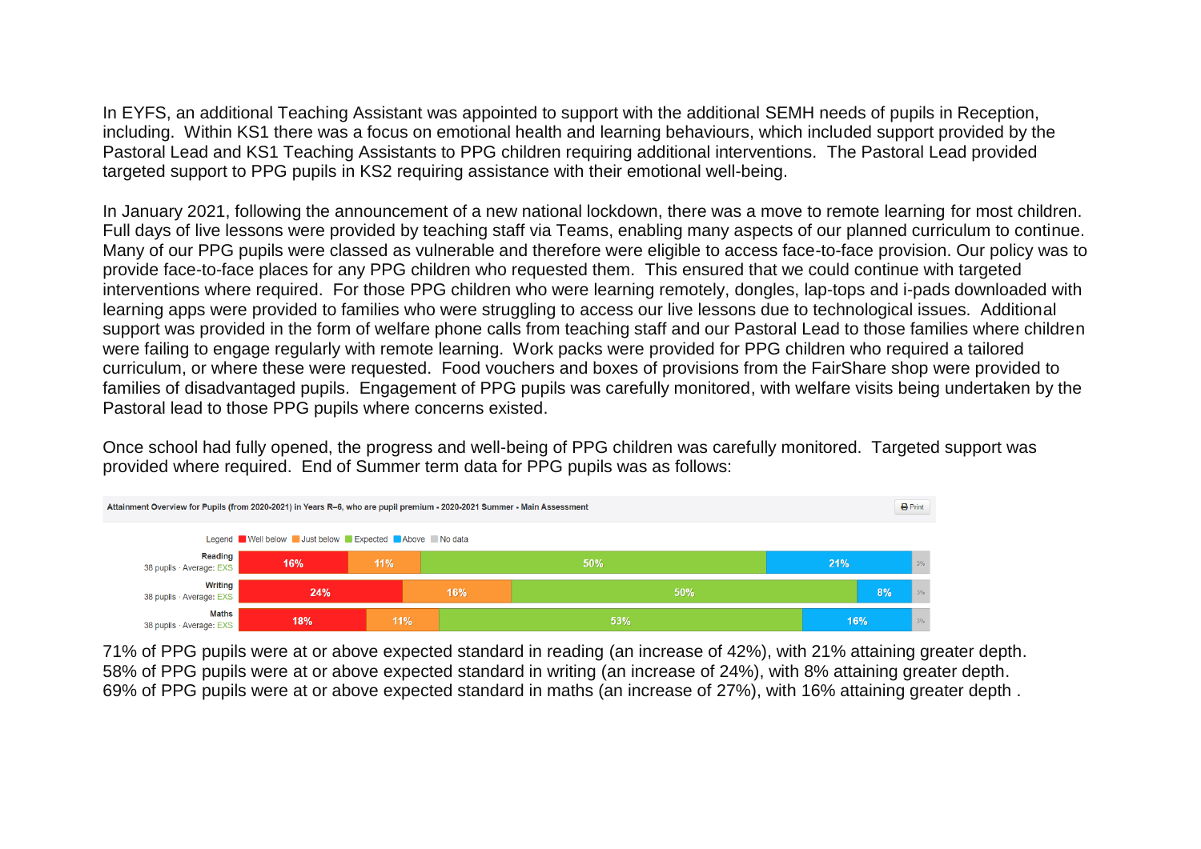In EYFS, an additional Teaching Assistant was appointed to support with the additional SEMH needs of pupils in Reception, including. Within KS1 there was a focus on emotional health and learning behaviours, which included support provided by the Pastoral Lead and KS1 Teaching Assistants to PPG children requiring additional interventions. The Pastoral Lead provided targeted support to PPG pupils in KS2 requiring assistance with their emotional well-being.

In January 2021, following the announcement of a new national lockdown, there was a move to remote learning for most children. Full days of live lessons were provided by teaching staff via Teams, enabling many aspects of our planned curriculum to continue. Many of our PPG pupils were classed as vulnerable and therefore were eligible to access face-to-face provision. Our policy was to provide face-to-face places for any PPG children who requested them. This ensured that we could continue with targeted interventions where required. For those PPG children who were learning remotely, dongles, lap-tops and i-pads downloaded with learning apps were provided to families who were struggling to access our live lessons due to technological issues. Additional support was provided in the form of welfare phone calls from teaching staff and our Pastoral Lead to those families where children were failing to engage regularly with remote learning. Work packs were provided for PPG children who required a tailored curriculum, or where these were requested. Food vouchers and boxes of provisions from the FairShare shop were provided to families of disadvantaged pupils. Engagement of PPG pupils was carefully monitored, with welfare visits being undertaken by the Pastoral lead to those PPG pupils where concerns existed.

Once school had fully opened, the progress and well-being of PPG children was carefully monitored. Targeted support was provided where required. End of Summer term data for PPG pupils was as follows:

**Attainment Overview for Pupils (from 2020-2021) in Years R–6, who are pupil premium • 2020-2021 Summer • Main Assessment**

| Subject | Well below | Just below | Expected | Above | No data |
|---|---|---|---|---|---|
| Reading (38 pupils · Average: EXS) | 16% | 11% | 50% | 21% | 3% |
| Writing (38 pupils · Average: EXS) | 24% | 16% | 50% | 8% | 3% |
| Maths (38 pupils · Average: EXS) | 18% | 11% | 53% | 16% | 3% |

71% of PPG pupils were at or above expected standard in reading (an increase of 42%), with 21% attaining greater depth.
58% of PPG pupils were at or above expected standard in writing (an increase of 24%), with 8% attaining greater depth.
69% of PPG pupils were at or above expected standard in maths (an increase of 27%), with 16% attaining greater depth .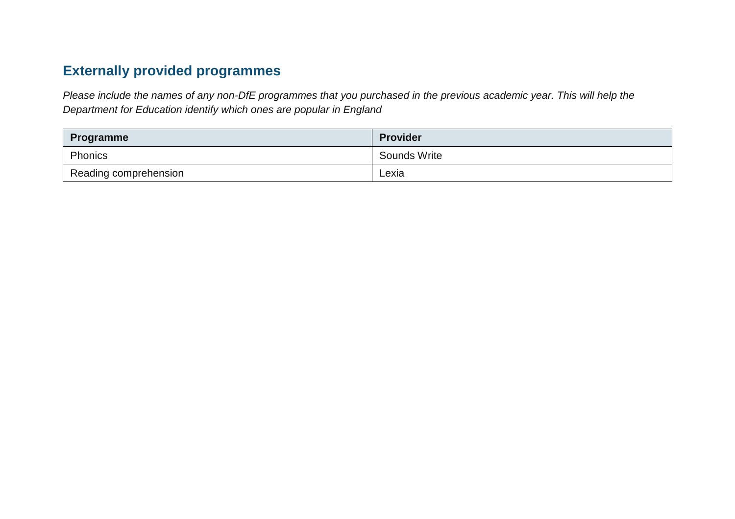## Externally provided programmes

*Please include the names of any non-DfE programmes that you purchased in the previous academic year. This will help the Department for Education identify which ones are popular in England*

| Programme | Provider |
|---|---|
| Phonics | Sounds Write |
| Reading comprehension | Lexia |